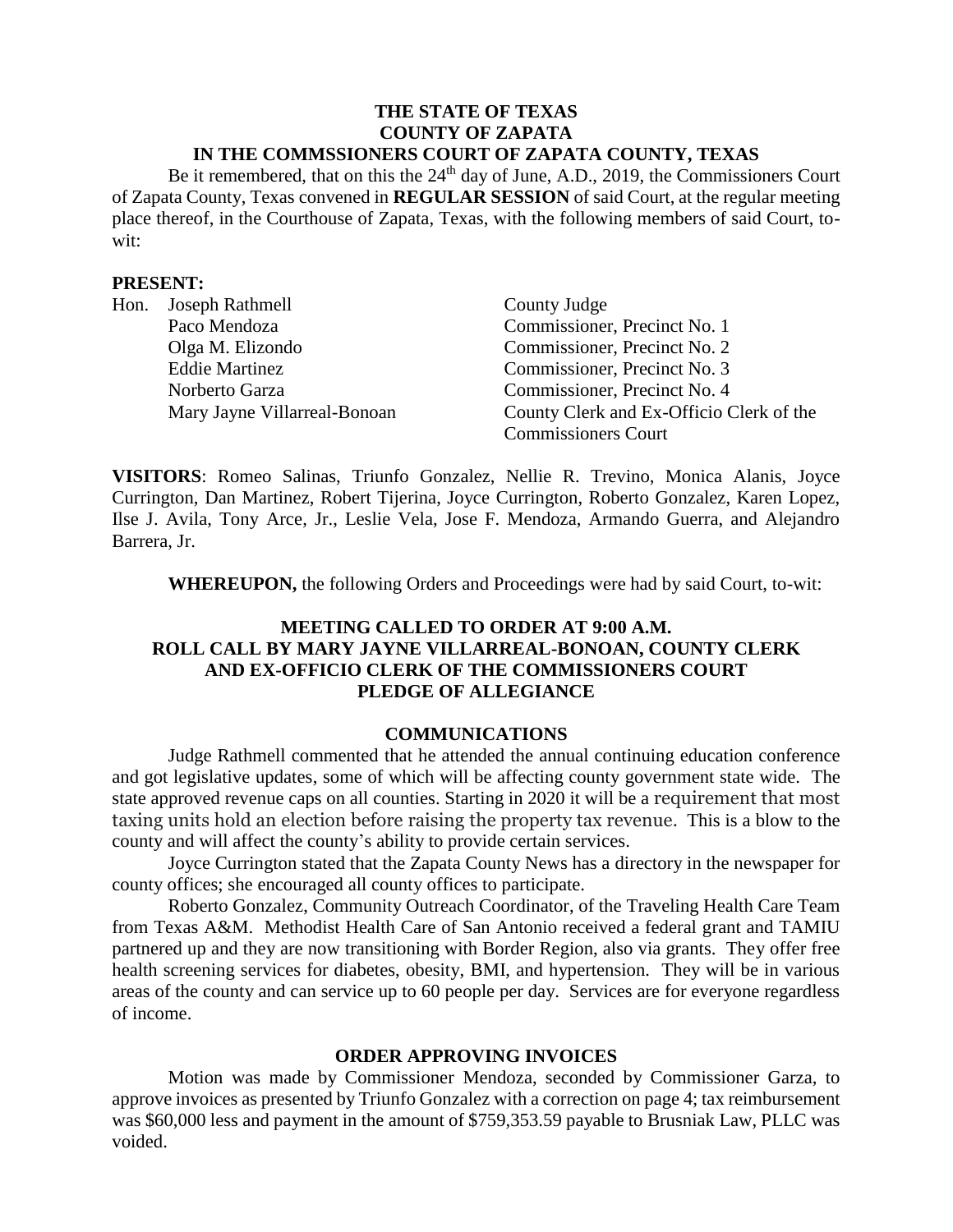**THE STATE OF TEXAS**
**COUNTY OF ZAPATA**
**IN THE COMMSSIONERS COURT OF ZAPATA COUNTY, TEXAS**

Be it remembered, that on this the 24th day of June, A.D., 2019, the Commissioners Court of Zapata County, Texas convened in **REGULAR SESSION** of said Court, at the regular meeting place thereof, in the Courthouse of Zapata, Texas, with the following members of said Court, to-wit:

**PRESENT:**

| | | |
|---|---|---|
| Hon. | Joseph Rathmell | County Judge |
| | Paco Mendoza | Commissioner, Precinct No. 1 |
| | Olga M. Elizondo | Commissioner, Precinct No. 2 |
| | Eddie Martinez | Commissioner, Precinct No. 3 |
| | Norberto Garza | Commissioner, Precinct No. 4 |
| | Mary Jayne Villarreal-Bonoan | County Clerk and Ex-Officio Clerk of the Commissioners Court |

**VISITORS**: Romeo Salinas, Triunfo Gonzalez, Nellie R. Trevino, Monica Alanis, Joyce Currington, Dan Martinez, Robert Tijerina, Joyce Currington, Roberto Gonzalez, Karen Lopez, Ilse J. Avila, Tony Arce, Jr., Leslie Vela, Jose F. Mendoza, Armando Guerra, and Alejandro Barrera, Jr.

**WHEREUPON,** the following Orders and Proceedings were had by said Court, to-wit:

**MEETING CALLED TO ORDER AT 9:00 A.M.**
**ROLL CALL BY MARY JAYNE VILLARREAL-BONOAN, COUNTY CLERK AND EX-OFFICIO CLERK OF THE COMMISSIONERS COURT**
**PLEDGE OF ALLEGIANCE**

**COMMUNICATIONS**

Judge Rathmell commented that he attended the annual continuing education conference and got legislative updates, some of which will be affecting county government state wide. The state approved revenue caps on all counties. Starting in 2020 it will be a requirement that most taxing units hold an election before raising the property tax revenue. This is a blow to the county and will affect the county's ability to provide certain services.

Joyce Currington stated that the Zapata County News has a directory in the newspaper for county offices; she encouraged all county offices to participate.

Roberto Gonzalez, Community Outreach Coordinator, of the Traveling Health Care Team from Texas A&M. Methodist Health Care of San Antonio received a federal grant and TAMIU partnered up and they are now transitioning with Border Region, also via grants. They offer free health screening services for diabetes, obesity, BMI, and hypertension. They will be in various areas of the county and can service up to 60 people per day. Services are for everyone regardless of income.

**ORDER APPROVING INVOICES**

Motion was made by Commissioner Mendoza, seconded by Commissioner Garza, to approve invoices as presented by Triunfo Gonzalez with a correction on page 4; tax reimbursement was $60,000 less and payment in the amount of $759,353.59 payable to Brusniak Law, PLLC was voided.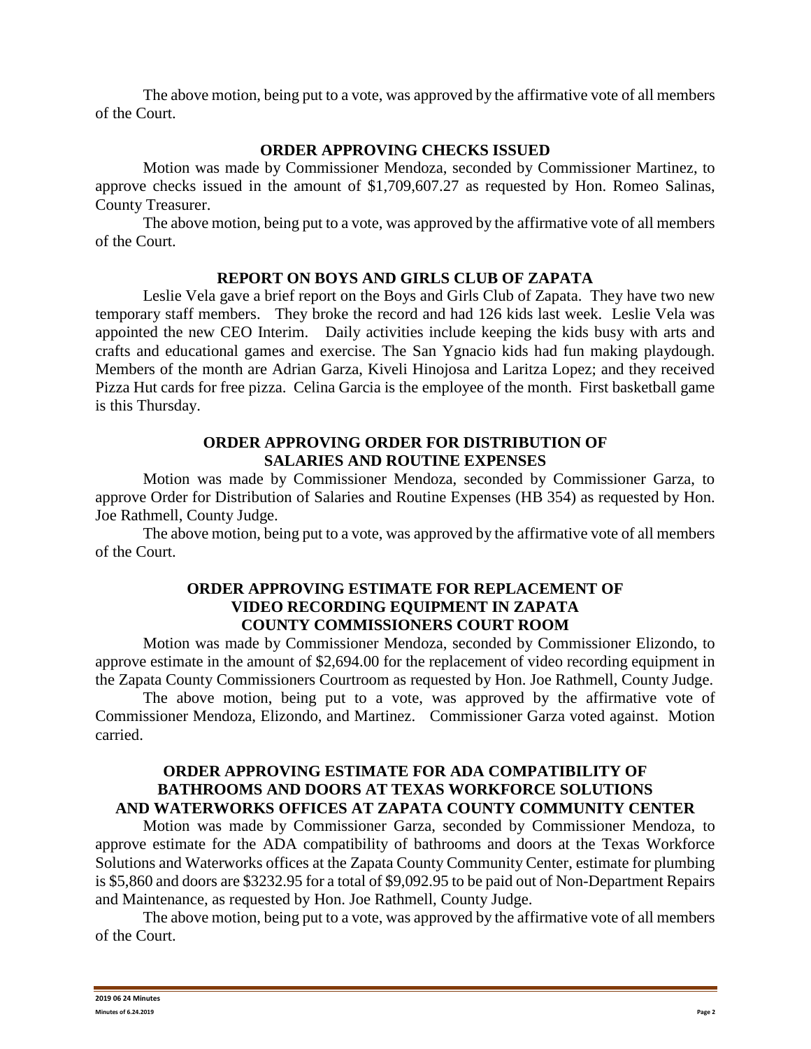The above motion, being put to a vote, was approved by the affirmative vote of all members of the Court.

## ORDER APPROVING CHECKS ISSUED

Motion was made by Commissioner Mendoza, seconded by Commissioner Martinez, to approve checks issued in the amount of $1,709,607.27 as requested by Hon. Romeo Salinas, County Treasurer.

The above motion, being put to a vote, was approved by the affirmative vote of all members of the Court.

## REPORT ON BOYS AND GIRLS CLUB OF ZAPATA

Leslie Vela gave a brief report on the Boys and Girls Club of Zapata. They have two new temporary staff members. They broke the record and had 126 kids last week. Leslie Vela was appointed the new CEO Interim. Daily activities include keeping the kids busy with arts and crafts and educational games and exercise. The San Ygnacio kids had fun making playdough. Members of the month are Adrian Garza, Kiveli Hinojosa and Laritza Lopez; and they received Pizza Hut cards for free pizza. Celina Garcia is the employee of the month. First basketball game is this Thursday.

## ORDER APPROVING ORDER FOR DISTRIBUTION OF SALARIES AND ROUTINE EXPENSES

Motion was made by Commissioner Mendoza, seconded by Commissioner Garza, to approve Order for Distribution of Salaries and Routine Expenses (HB 354) as requested by Hon. Joe Rathmell, County Judge.

The above motion, being put to a vote, was approved by the affirmative vote of all members of the Court.

## ORDER APPROVING ESTIMATE FOR REPLACEMENT OF VIDEO RECORDING EQUIPMENT IN ZAPATA COUNTY COMMISSIONERS COURT ROOM

Motion was made by Commissioner Mendoza, seconded by Commissioner Elizondo, to approve estimate in the amount of $2,694.00 for the replacement of video recording equipment in the Zapata County Commissioners Courtroom as requested by Hon. Joe Rathmell, County Judge.

The above motion, being put to a vote, was approved by the affirmative vote of Commissioner Mendoza, Elizondo, and Martinez. Commissioner Garza voted against. Motion carried.

## ORDER APPROVING ESTIMATE FOR ADA COMPATIBILITY OF BATHROOMS AND DOORS AT TEXAS WORKFORCE SOLUTIONS AND WATERWORKS OFFICES AT ZAPATA COUNTY COMMUNITY CENTER

Motion was made by Commissioner Garza, seconded by Commissioner Mendoza, to approve estimate for the ADA compatibility of bathrooms and doors at the Texas Workforce Solutions and Waterworks offices at the Zapata County Community Center, estimate for plumbing is $5,860 and doors are $3232.95 for a total of $9,092.95 to be paid out of Non-Department Repairs and Maintenance, as requested by Hon. Joe Rathmell, County Judge.

The above motion, being put to a vote, was approved by the affirmative vote of all members of the Court.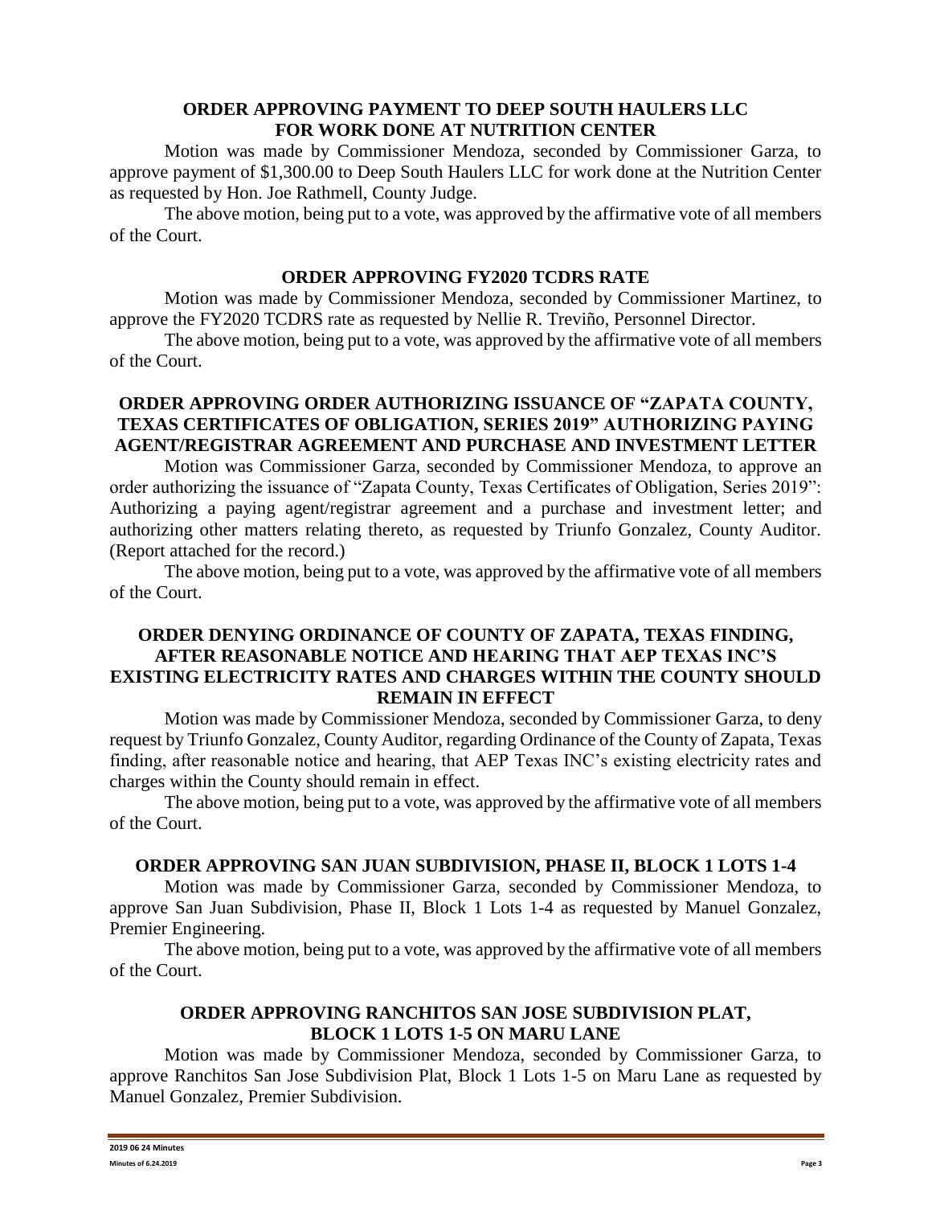## ORDER APPROVING PAYMENT TO DEEP SOUTH HAULERS LLC FOR WORK DONE AT NUTRITION CENTER

Motion was made by Commissioner Mendoza, seconded by Commissioner Garza, to approve payment of $1,300.00 to Deep South Haulers LLC for work done at the Nutrition Center as requested by Hon. Joe Rathmell, County Judge.

The above motion, being put to a vote, was approved by the affirmative vote of all members of the Court.

## ORDER APPROVING FY2020 TCDRS RATE

Motion was made by Commissioner Mendoza, seconded by Commissioner Martinez, to approve the FY2020 TCDRS rate as requested by Nellie R. Treviño, Personnel Director.

The above motion, being put to a vote, was approved by the affirmative vote of all members of the Court.

## ORDER APPROVING ORDER AUTHORIZING ISSUANCE OF "ZAPATA COUNTY, TEXAS CERTIFICATES OF OBLIGATION, SERIES 2019" AUTHORIZING PAYING AGENT/REGISTRAR AGREEMENT AND PURCHASE AND INVESTMENT LETTER

Motion was Commissioner Garza, seconded by Commissioner Mendoza, to approve an order authorizing the issuance of "Zapata County, Texas Certificates of Obligation, Series 2019": Authorizing a paying agent/registrar agreement and a purchase and investment letter; and authorizing other matters relating thereto, as requested by Triunfo Gonzalez, County Auditor. (Report attached for the record.)

The above motion, being put to a vote, was approved by the affirmative vote of all members of the Court.

## ORDER DENYING ORDINANCE OF COUNTY OF ZAPATA, TEXAS FINDING, AFTER REASONABLE NOTICE AND HEARING THAT AEP TEXAS INC'S EXISTING ELECTRICITY RATES AND CHARGES WITHIN THE COUNTY SHOULD REMAIN IN EFFECT

Motion was made by Commissioner Mendoza, seconded by Commissioner Garza, to deny request by Triunfo Gonzalez, County Auditor, regarding Ordinance of the County of Zapata, Texas finding, after reasonable notice and hearing, that AEP Texas INC's existing electricity rates and charges within the County should remain in effect.

The above motion, being put to a vote, was approved by the affirmative vote of all members of the Court.

## ORDER APPROVING SAN JUAN SUBDIVISION, PHASE II, BLOCK 1 LOTS 1-4

Motion was made by Commissioner Garza, seconded by Commissioner Mendoza, to approve San Juan Subdivision, Phase II, Block 1 Lots 1-4 as requested by Manuel Gonzalez, Premier Engineering.

The above motion, being put to a vote, was approved by the affirmative vote of all members of the Court.

## ORDER APPROVING RANCHITOS SAN JOSE SUBDIVISION PLAT, BLOCK 1 LOTS 1-5 ON MARU LANE

Motion was made by Commissioner Mendoza, seconded by Commissioner Garza, to approve Ranchitos San Jose Subdivision Plat, Block 1 Lots 1-5 on Maru Lane as requested by Manuel Gonzalez, Premier Subdivision.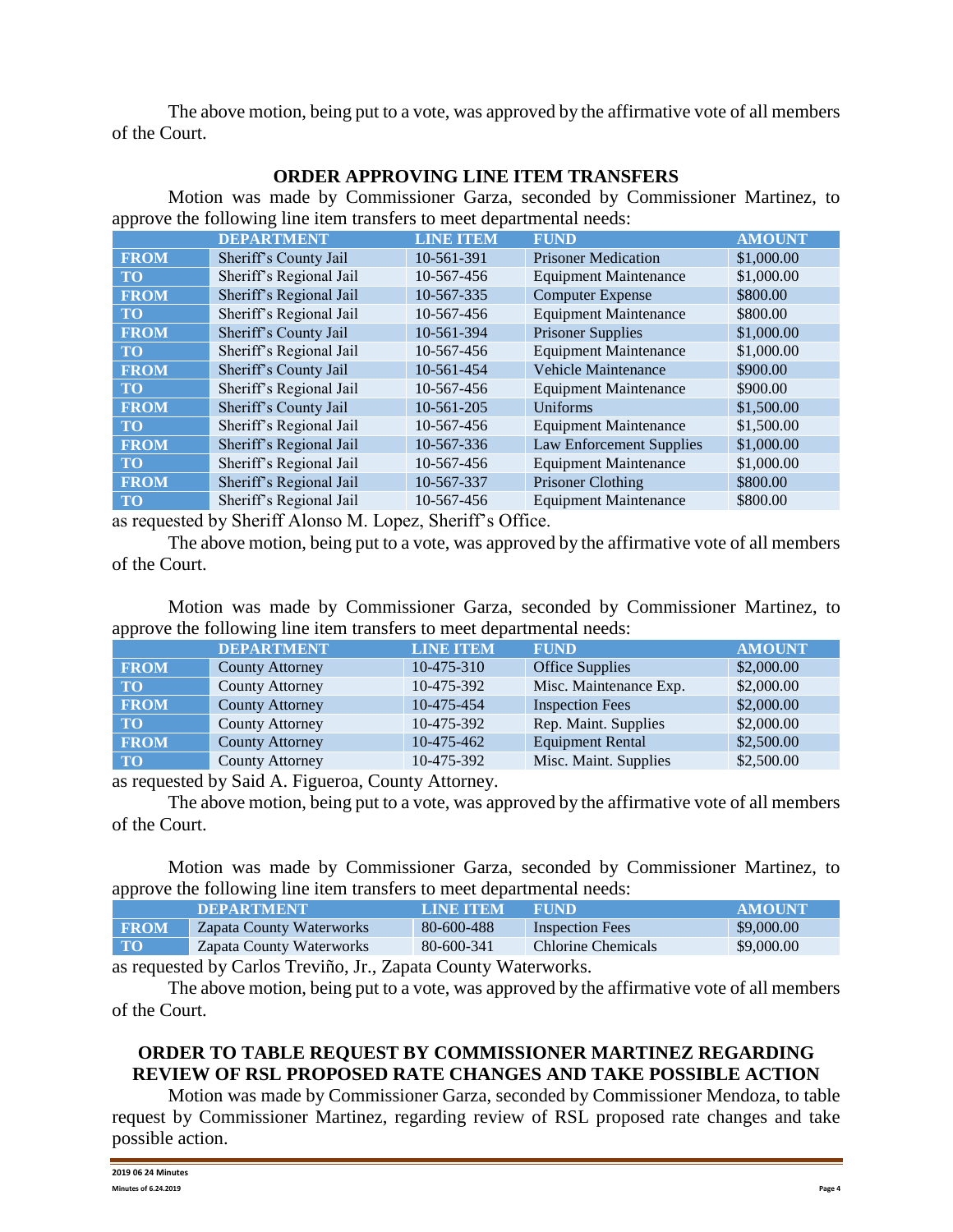The above motion, being put to a vote, was approved by the affirmative vote of all members of the Court.

## ORDER APPROVING LINE ITEM TRANSFERS

Motion was made by Commissioner Garza, seconded by Commissioner Martinez, to approve the following line item transfers to meet departmental needs:

| | DEPARTMENT | LINE ITEM | FUND | AMOUNT |
|---|---|---|---|---|
| FROM | Sheriff's County Jail | 10-561-391 | Prisoner Medication | $1,000.00 |
| TO | Sheriff's Regional Jail | 10-567-456 | Equipment Maintenance | $1,000.00 |
| FROM | Sheriff's Regional Jail | 10-567-335 | Computer Expense | $800.00 |
| TO | Sheriff's Regional Jail | 10-567-456 | Equipment Maintenance | $800.00 |
| FROM | Sheriff's County Jail | 10-561-394 | Prisoner Supplies | $1,000.00 |
| TO | Sheriff's Regional Jail | 10-567-456 | Equipment Maintenance | $1,000.00 |
| FROM | Sheriff's County Jail | 10-561-454 | Vehicle Maintenance | $900.00 |
| TO | Sheriff's Regional Jail | 10-567-456 | Equipment Maintenance | $900.00 |
| FROM | Sheriff's County Jail | 10-561-205 | Uniforms | $1,500.00 |
| TO | Sheriff's Regional Jail | 10-567-456 | Equipment Maintenance | $1,500.00 |
| FROM | Sheriff's Regional Jail | 10-567-336 | Law Enforcement Supplies | $1,000.00 |
| TO | Sheriff's Regional Jail | 10-567-456 | Equipment Maintenance | $1,000.00 |
| FROM | Sheriff's Regional Jail | 10-567-337 | Prisoner Clothing | $800.00 |
| TO | Sheriff's Regional Jail | 10-567-456 | Equipment Maintenance | $800.00 |

as requested by Sheriff Alonso M. Lopez, Sheriff's Office.

The above motion, being put to a vote, was approved by the affirmative vote of all members of the Court.

Motion was made by Commissioner Garza, seconded by Commissioner Martinez, to approve the following line item transfers to meet departmental needs:

| | DEPARTMENT | LINE ITEM | FUND | AMOUNT |
|---|---|---|---|---|
| FROM | County Attorney | 10-475-310 | Office Supplies | $2,000.00 |
| TO | County Attorney | 10-475-392 | Misc. Maintenance Exp. | $2,000.00 |
| FROM | County Attorney | 10-475-454 | Inspection Fees | $2,000.00 |
| TO | County Attorney | 10-475-392 | Rep. Maint. Supplies | $2,000.00 |
| FROM | County Attorney | 10-475-462 | Equipment Rental | $2,500.00 |
| TO | County Attorney | 10-475-392 | Misc. Maint. Supplies | $2,500.00 |

as requested by Said A. Figueroa, County Attorney.

The above motion, being put to a vote, was approved by the affirmative vote of all members of the Court.

Motion was made by Commissioner Garza, seconded by Commissioner Martinez, to approve the following line item transfers to meet departmental needs:

| | DEPARTMENT | LINE ITEM | FUND | AMOUNT |
|---|---|---|---|---|
| FROM | Zapata County Waterworks | 80-600-488 | Inspection Fees | $9,000.00 |
| TO | Zapata County Waterworks | 80-600-341 | Chlorine Chemicals | $9,000.00 |

as requested by Carlos Treviño, Jr., Zapata County Waterworks.

The above motion, being put to a vote, was approved by the affirmative vote of all members of the Court.

## ORDER TO TABLE REQUEST BY COMMISSIONER MARTINEZ REGARDING REVIEW OF RSL PROPOSED RATE CHANGES AND TAKE POSSIBLE ACTION

Motion was made by Commissioner Garza, seconded by Commissioner Mendoza, to table request by Commissioner Martinez, regarding review of RSL proposed rate changes and take possible action.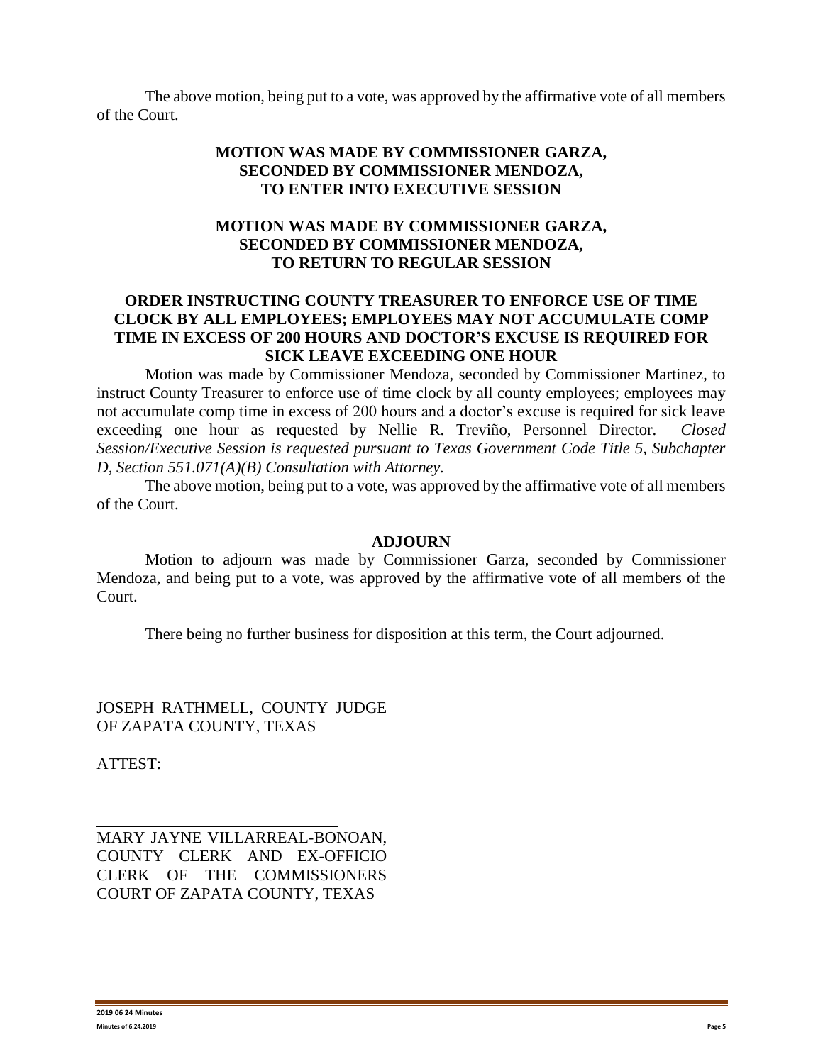The above motion, being put to a vote, was approved by the affirmative vote of all members of the Court.

**MOTION WAS MADE BY COMMISSIONER GARZA, SECONDED BY COMMISSIONER MENDOZA, TO ENTER INTO EXECUTIVE SESSION**

**MOTION WAS MADE BY COMMISSIONER GARZA, SECONDED BY COMMISSIONER MENDOZA, TO RETURN TO REGULAR SESSION**

**ORDER INSTRUCTING COUNTY TREASURER TO ENFORCE USE OF TIME CLOCK BY ALL EMPLOYEES; EMPLOYEES MAY NOT ACCUMULATE COMP TIME IN EXCESS OF 200 HOURS AND DOCTOR'S EXCUSE IS REQUIRED FOR SICK LEAVE EXCEEDING ONE HOUR**

Motion was made by Commissioner Mendoza, seconded by Commissioner Martinez, to instruct County Treasurer to enforce use of time clock by all county employees; employees may not accumulate comp time in excess of 200 hours and a doctor's excuse is required for sick leave exceeding one hour as requested by Nellie R. Treviño, Personnel Director. *Closed Session/Executive Session is requested pursuant to Texas Government Code Title 5, Subchapter D, Section 551.071(A)(B) Consultation with Attorney.*

The above motion, being put to a vote, was approved by the affirmative vote of all members of the Court.

**ADJOURN**

Motion to adjourn was made by Commissioner Garza, seconded by Commissioner Mendoza, and being put to a vote, was approved by the affirmative vote of all members of the Court.

There being no further business for disposition at this term, the Court adjourned.

\_\_\_\_\_\_\_\_\_\_\_\_\_\_\_\_\_\_\_\_\_\_\_\_\_\_\_\_\_\_

JOSEPH RATHMELL, COUNTY JUDGE
OF ZAPATA COUNTY, TEXAS

ATTEST:

\_\_\_\_\_\_\_\_\_\_\_\_\_\_\_\_\_\_\_\_\_\_\_\_\_\_\_\_\_\_

MARY JAYNE VILLARREAL-BONOAN,
COUNTY CLERK AND EX-OFFICIO
CLERK OF THE COMMISSIONERS
COURT OF ZAPATA COUNTY, TEXAS